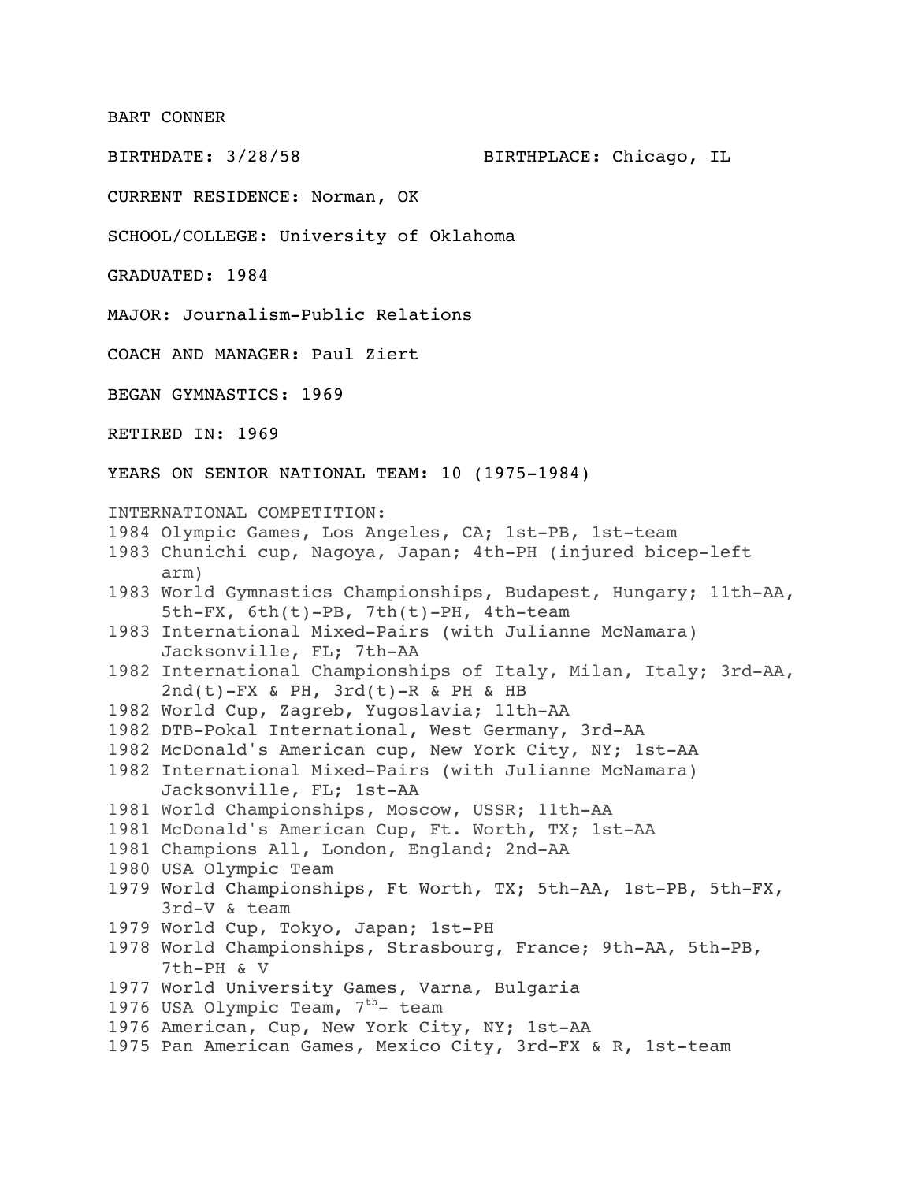BART CONNER

BIRTHDATE: 3/28/58 BIRTHPLACE: Chicago, IL

CURRENT RESIDENCE: Norman, OK

SCHOOL/COLLEGE: University of Oklahoma

GRADUATED: 1984

MAJOR: Journalism-Public Relations

COACH AND MANAGER: Paul Ziert

BEGAN GYMNASTICS: 1969

RETIRED IN: 1969

YEARS ON SENIOR NATIONAL TEAM: 10 (1975-1984)

INTERNATIONAL COMPETITION:

1984 Olympic Games, Los Angeles, CA; 1st-PB, 1st-team
1983 Chunichi cup, Nagoya, Japan; 4th-PH (injured bicep-left arm)
1983 World Gymnastics Championships, Budapest, Hungary; 11th-AA, 5th-FX, 6th(t)-PB, 7th(t)-PH, 4th-team
1983 International Mixed-Pairs (with Julianne McNamara) Jacksonville, FL; 7th-AA
1982 International Championships of Italy, Milan, Italy; 3rd-AA, 2nd(t)-FX & PH, 3rd(t)-R & PH & HB
1982 World Cup, Zagreb, Yugoslavia; 11th-AA
1982 DTB-Pokal International, West Germany, 3rd-AA
1982 McDonald's American cup, New York City, NY; 1st-AA
1982 International Mixed-Pairs (with Julianne McNamara) Jacksonville, FL; 1st-AA
1981 World Championships, Moscow, USSR; 11th-AA
1981 McDonald's American Cup, Ft. Worth, TX; 1st-AA
1981 Champions All, London, England; 2nd-AA
1980 USA Olympic Team
1979 World Championships, Ft Worth, TX; 5th-AA, 1st-PB, 5th-FX, 3rd-V & team
1979 World Cup, Tokyo, Japan; 1st-PH
1978 World Championships, Strasbourg, France; 9th-AA, 5th-PB, 7th-PH & V
1977 World University Games, Varna, Bulgaria
1976 USA Olympic Team, 7th- team
1976 American, Cup, New York City, NY; 1st-AA
1975 Pan American Games, Mexico City, 3rd-FX & R, 1st-team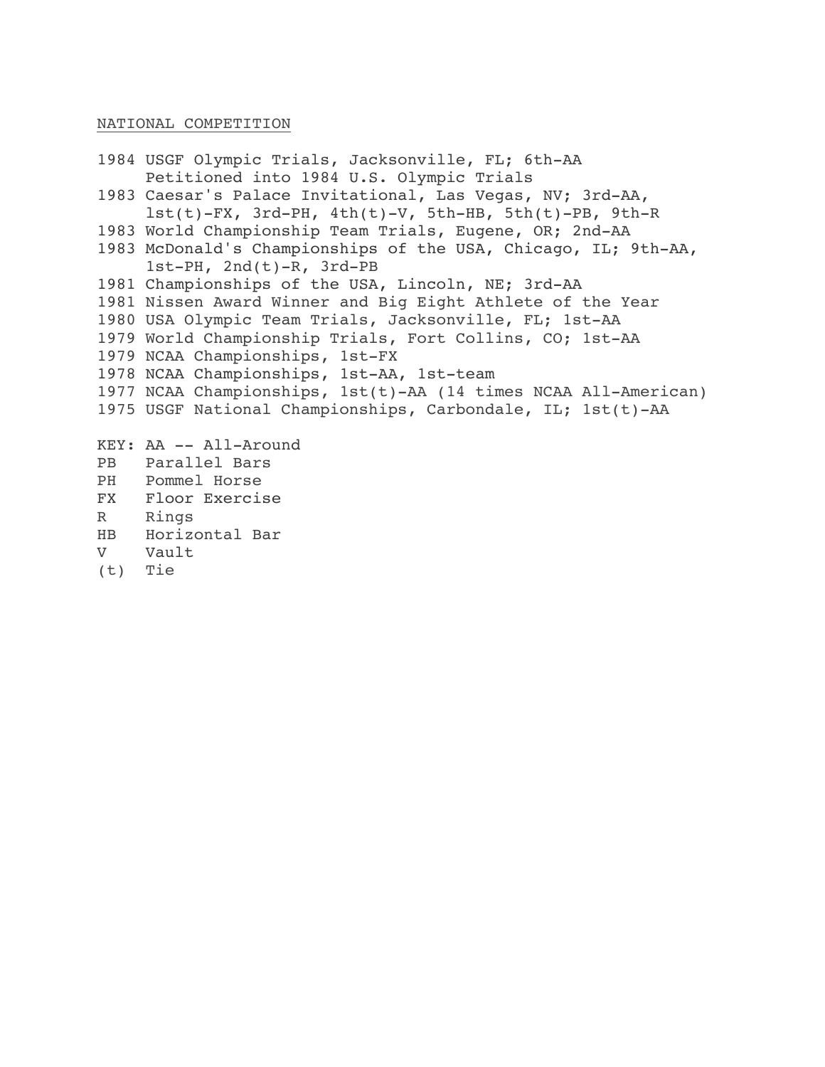NATIONAL COMPETITION

1984 USGF Olympic Trials, Jacksonville, FL; 6th-AA
Petitioned into 1984 U.S. Olympic Trials

1983 Caesar's Palace Invitational, Las Vegas, NV; 3rd-AA, 1st(t)-FX, 3rd-PH, 4th(t)-V, 5th-HB, 5th(t)-PB, 9th-R

1983 World Championship Team Trials, Eugene, OR; 2nd-AA

1983 McDonald's Championships of the USA, Chicago, IL; 9th-AA, 1st-PH, 2nd(t)-R, 3rd-PB

1981 Championships of the USA, Lincoln, NE; 3rd-AA

1981 Nissen Award Winner and Big Eight Athlete of the Year

1980 USA Olympic Team Trials, Jacksonville, FL; 1st-AA

1979 World Championship Trials, Fort Collins, CO; 1st-AA

1979 NCAA Championships, 1st-FX

1978 NCAA Championships, 1st-AA, 1st-team

1977 NCAA Championships, 1st(t)-AA (14 times NCAA All-American)

1975 USGF National Championships, Carbondale, IL; 1st(t)-AA

KEY: AA -- All-Around
PB Parallel Bars
PH Pommel Horse
FX Floor Exercise
R Rings
HB Horizontal Bar
V Vault
(t) Tie